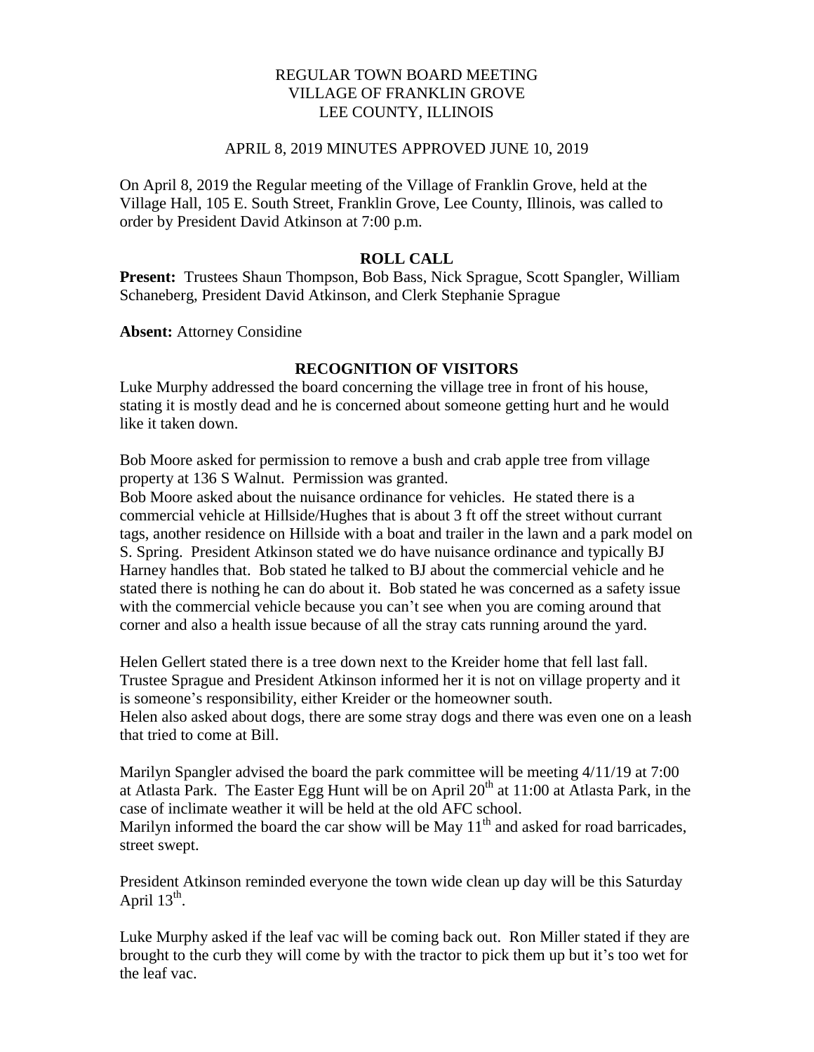REGULAR TOWN BOARD MEETING
VILLAGE OF FRANKLIN GROVE
LEE COUNTY, ILLINOIS

APRIL 8, 2019 MINUTES APPROVED JUNE 10, 2019

On April 8, 2019 the Regular meeting of the Village of Franklin Grove, held at the Village Hall, 105 E. South Street, Franklin Grove, Lee County, Illinois, was called to order by President David Atkinson at 7:00 p.m.

## ROLL CALL

**Present:** Trustees Shaun Thompson, Bob Bass, Nick Sprague, Scott Spangler, William Schaneberg, President David Atkinson, and Clerk Stephanie Sprague

**Absent:** Attorney Considine

## RECOGNITION OF VISITORS

Luke Murphy addressed the board concerning the village tree in front of his house, stating it is mostly dead and he is concerned about someone getting hurt and he would like it taken down.

Bob Moore asked for permission to remove a bush and crab apple tree from village property at 136 S Walnut. Permission was granted.
Bob Moore asked about the nuisance ordinance for vehicles. He stated there is a commercial vehicle at Hillside/Hughes that is about 3 ft off the street without currant tags, another residence on Hillside with a boat and trailer in the lawn and a park model on S. Spring. President Atkinson stated we do have nuisance ordinance and typically BJ Harney handles that. Bob stated he talked to BJ about the commercial vehicle and he stated there is nothing he can do about it. Bob stated he was concerned as a safety issue with the commercial vehicle because you can't see when you are coming around that corner and also a health issue because of all the stray cats running around the yard.

Helen Gellert stated there is a tree down next to the Kreider home that fell last fall. Trustee Sprague and President Atkinson informed her it is not on village property and it is someone's responsibility, either Kreider or the homeowner south.
Helen also asked about dogs, there are some stray dogs and there was even one on a leash that tried to come at Bill.

Marilyn Spangler advised the board the park committee will be meeting 4/11/19 at 7:00 at Atlasta Park. The Easter Egg Hunt will be on April 20th at 11:00 at Atlasta Park, in the case of inclimate weather it will be held at the old AFC school.
Marilyn informed the board the car show will be May 11th and asked for road barricades, street swept.

President Atkinson reminded everyone the town wide clean up day will be this Saturday April 13th.

Luke Murphy asked if the leaf vac will be coming back out. Ron Miller stated if they are brought to the curb they will come by with the tractor to pick them up but it's too wet for the leaf vac.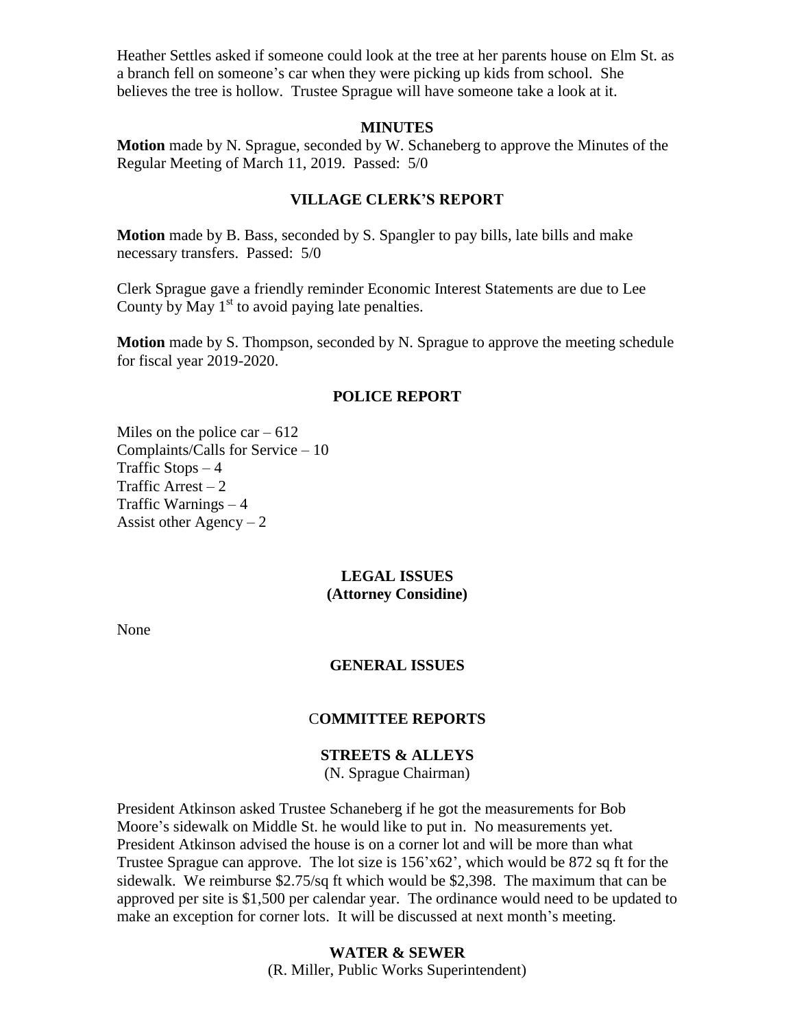Heather Settles asked if someone could look at the tree at her parents house on Elm St. as a branch fell on someone's car when they were picking up kids from school. She believes the tree is hollow. Trustee Sprague will have someone take a look at it.

## MINUTES

**Motion** made by N. Sprague, seconded by W. Schaneberg to approve the Minutes of the Regular Meeting of March 11, 2019. Passed: 5/0

## VILLAGE CLERK'S REPORT

**Motion** made by B. Bass, seconded by S. Spangler to pay bills, late bills and make necessary transfers. Passed: 5/0

Clerk Sprague gave a friendly reminder Economic Interest Statements are due to Lee County by May 1st to avoid paying late penalties.

**Motion** made by S. Thompson, seconded by N. Sprague to approve the meeting schedule for fiscal year 2019-2020.

## POLICE REPORT

Miles on the police car – 612
Complaints/Calls for Service – 10
Traffic Stops – 4
Traffic Arrest – 2
Traffic Warnings – 4
Assist other Agency – 2

## LEGAL ISSUES
**(Attorney Considine)**

None

## GENERAL ISSUES

## COMMITTEE REPORTS

### STREETS & ALLEYS
(N. Sprague Chairman)

President Atkinson asked Trustee Schaneberg if he got the measurements for Bob Moore's sidewalk on Middle St. he would like to put in. No measurements yet. President Atkinson advised the house is on a corner lot and will be more than what Trustee Sprague can approve. The lot size is 156'x62', which would be 872 sq ft for the sidewalk. We reimburse $2.75/sq ft which would be $2,398. The maximum that can be approved per site is $1,500 per calendar year. The ordinance would need to be updated to make an exception for corner lots. It will be discussed at next month's meeting.

### WATER & SEWER
(R. Miller, Public Works Superintendent)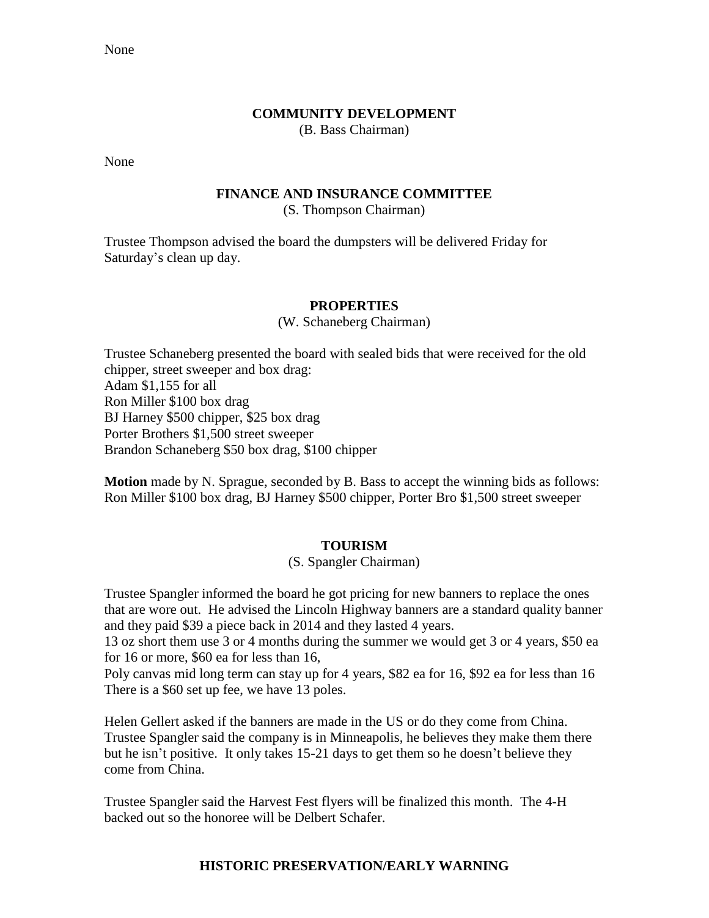None

## COMMUNITY DEVELOPMENT
(B. Bass Chairman)

None

## FINANCE AND INSURANCE COMMITTEE
(S. Thompson Chairman)

Trustee Thompson advised the board the dumpsters will be delivered Friday for Saturday's clean up day.

## PROPERTIES
(W. Schaneberg Chairman)

Trustee Schaneberg presented the board with sealed bids that were received for the old chipper, street sweeper and box drag:
Adam $1,155 for all
Ron Miller $100 box drag
BJ Harney $500 chipper, $25 box drag
Porter Brothers $1,500 street sweeper
Brandon Schaneberg $50 box drag, $100 chipper

**Motion** made by N. Sprague, seconded by B. Bass to accept the winning bids as follows: Ron Miller $100 box drag, BJ Harney $500 chipper, Porter Bro $1,500 street sweeper

## TOURISM
(S. Spangler Chairman)

Trustee Spangler informed the board he got pricing for new banners to replace the ones that are wore out. He advised the Lincoln Highway banners are a standard quality banner and they paid $39 a piece back in 2014 and they lasted 4 years.
13 oz short them use 3 or 4 months during the summer we would get 3 or 4 years, $50 ea for 16 or more, $60 ea for less than 16,
Poly canvas mid long term can stay up for 4 years, $82 ea for 16, $92 ea for less than 16
There is a $60 set up fee, we have 13 poles.

Helen Gellert asked if the banners are made in the US or do they come from China. Trustee Spangler said the company is in Minneapolis, he believes they make them there but he isn't positive. It only takes 15-21 days to get them so he doesn't believe they come from China.

Trustee Spangler said the Harvest Fest flyers will be finalized this month. The 4-H backed out so the honoree will be Delbert Schafer.

## HISTORIC PRESERVATION/EARLY WARNING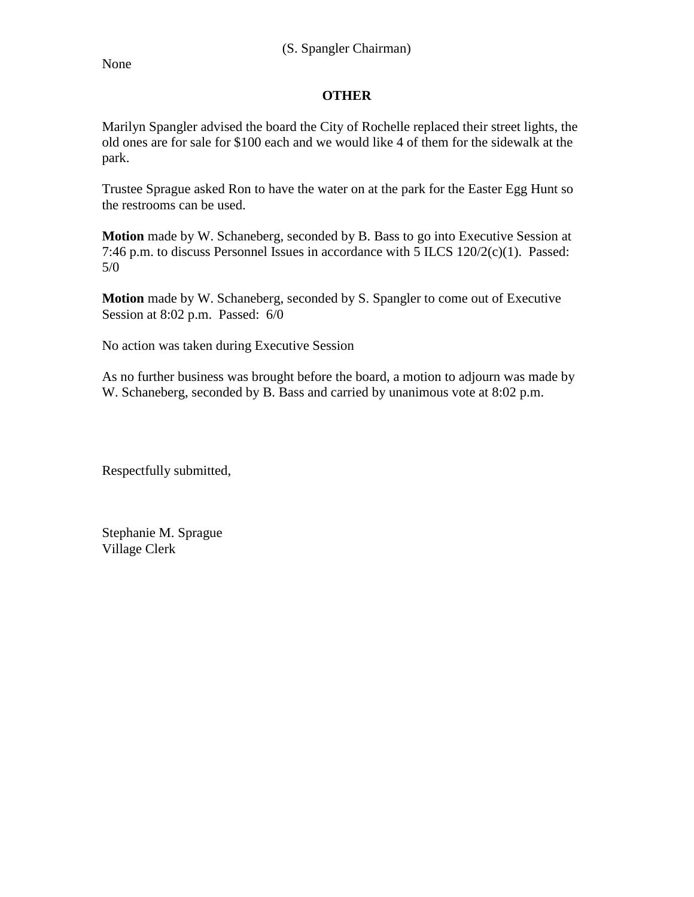(S. Spangler Chairman)

None

## OTHER

Marilyn Spangler advised the board the City of Rochelle replaced their street lights, the old ones are for sale for $100 each and we would like 4 of them for the sidewalk at the park.

Trustee Sprague asked Ron to have the water on at the park for the Easter Egg Hunt so the restrooms can be used.

**Motion** made by W. Schaneberg, seconded by B. Bass to go into Executive Session at 7:46 p.m. to discuss Personnel Issues in accordance with 5 ILCS 120/2(c)(1). Passed: 5/0

**Motion** made by W. Schaneberg, seconded by S. Spangler to come out of Executive Session at 8:02 p.m. Passed: 6/0

No action was taken during Executive Session

As no further business was brought before the board, a motion to adjourn was made by W. Schaneberg, seconded by B. Bass and carried by unanimous vote at 8:02 p.m.

Respectfully submitted,

Stephanie M. Sprague
Village Clerk